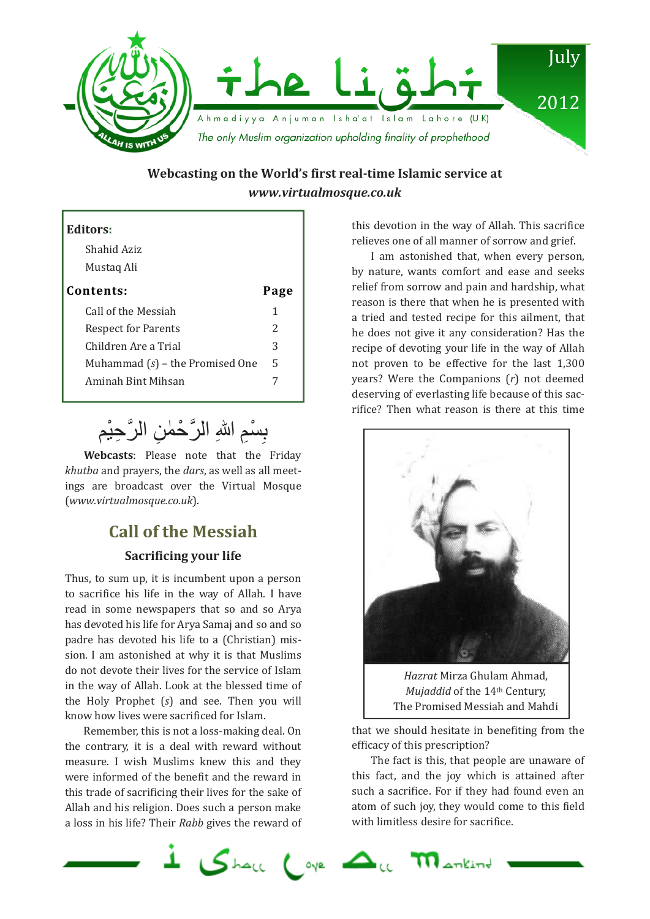# the light

Ahmadiyya Anjuman Isha'at Islam Lahore (UK)

*The only Muslim organization upholding finality of prophethood*

July 2012

**Webcasting on the World's first real-time Islamic service at *www.virtualmosque.co.uk***

**Editors:**

Shahid Aziz
Mustaq Ali

| **Contents:** | **Page** |
|---|---|
| Call of the Messiah | 1 |
| Respect for Parents | 2 |
| Children Are a Trial | 3 |
| Muhammad (*s*) – the Promised One | 5 |
| Aminah Bint Mihsan | 7 |

بِسْمِ اللهِ الرَّحْمٰنِ الرَّحِيْم

**Webcasts**: Please note that the Friday *khutba* and prayers, the *dars*, as well as all meetings are broadcast over the Virtual Mosque (*www.virtualmosque.co.uk*).

## Call of the Messiah

### Sacrificing your life

Thus, to sum up, it is incumbent upon a person to sacrifice his life in the way of Allah. I have read in some newspapers that so and so Arya has devoted his life for Arya Samaj and so and so padre has devoted his life to a (Christian) mission. I am astonished at why it is that Muslims do not devote their lives for the service of Islam in the way of Allah. Look at the blessed time of the Holy Prophet (*s*) and see. Then you will know how lives were sacrificed for Islam.

Remember, this is not a loss-making deal. On the contrary, it is a deal with reward without measure. I wish Muslims knew this and they were informed of the benefit and the reward in this trade of sacrificing their lives for the sake of Allah and his religion. Does such a person make a loss in his life? Their *Rabb* gives the reward of this devotion in the way of Allah. This sacrifice relieves one of all manner of sorrow and grief.

I am astonished that, when every person, by nature, wants comfort and ease and seeks relief from sorrow and pain and hardship, what reason is there that when he is presented with a tried and tested recipe for this ailment, that he does not give it any consideration? Has the recipe of devoting your life in the way of Allah not proven to be effective for the last 1,300 years? Were the Companions (*r*) not deemed deserving of everlasting life because of this sacrifice? Then what reason is there at this time that we should hesitate in benefiting from the efficacy of this prescription?

*Hazrat* Mirza Ghulam Ahmad, *Mujaddid* of the 14th Century, The Promised Messiah and Mahdi

The fact is this, that people are unaware of this fact, and the joy which is attained after such a sacrifice. For if they had found even an atom of such joy, they would come to this field with limitless desire for sacrifice.

I Shall Love All Mankind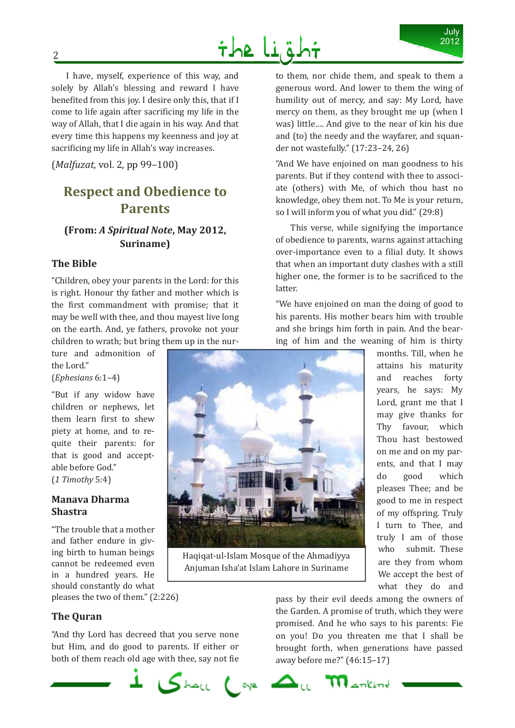I have, myself, experience of this way, and solely by Allah's blessing and reward I have benefited from this joy. I desire only this, that if I come to life again after sacrificing my life in the way of Allah, that I die again in his way. And that every time this happens my keenness and joy at sacrificing my life in Allah's way increases.

(*Malfuzat*, vol. 2, pp 99–100)

## Respect and Obedience to Parents

### (From: *A Spiritual Note*, May 2012, Suriname)

#### The Bible

"Children, obey your parents in the Lord: for this is right. Honour thy father and mother which is the first commandment with promise; that it may be well with thee, and thou mayest live long on the earth. And, ye fathers, provoke not your children to wrath; but bring them up in the nurture and admonition of the Lord."
(*Ephesians* 6:1–4)

"But if any widow have children or nephews, let them learn first to shew piety at home, and to requite their parents: for that is good and acceptable before God."
(*1 Timothy* 5:4)

#### Manava Dharma Shastra

"The trouble that a mother and father endure in giving birth to human beings cannot be redeemed even in a hundred years. He should constantly do what pleases the two of them." (2:226)

Haqiqat-ul-Islam Mosque of the Ahmadiyya Anjuman Isha'at Islam Lahore in Suriname

#### The Quran

"And thy Lord has decreed that you serve none but Him, and do good to parents. If either or both of them reach old age with thee, say not fie to them, nor chide them, and speak to them a generous word. And lower to them the wing of humility out of mercy, and say: My Lord, have mercy on them, as they brought me up (when I was) little…. And give to the near of kin his due and (to) the needy and the wayfarer, and squander not wastefully." (17:23–24, 26)

"And We have enjoined on man goodness to his parents. But if they contend with thee to associate (others) with Me, of which thou hast no knowledge, obey them not. To Me is your return, so I will inform you of what you did." (29:8)

This verse, while signifying the importance of obedience to parents, warns against attaching over-importance even to a filial duty. It shows that when an important duty clashes with a still higher one, the former is to be sacrificed to the latter.

"We have enjoined on man the doing of good to his parents. His mother bears him with trouble and she brings him forth in pain. And the bearing of him and the weaning of him is thirty months. Till, when he attains his maturity and reaches forty years, he says: My Lord, grant me that I may give thanks for Thy favour, which Thou hast bestowed on me and on my parents, and that I may do good which pleases Thee; and be good to me in respect of my offspring. Truly I turn to Thee, and truly I am of those who submit. These are they from whom We accept the best of what they do and pass by their evil deeds among the owners of the Garden. A promise of truth, which they were promised. And he who says to his parents: Fie on you! Do you threaten me that I shall be brought forth, when generations have passed away before me?" (46:15–17)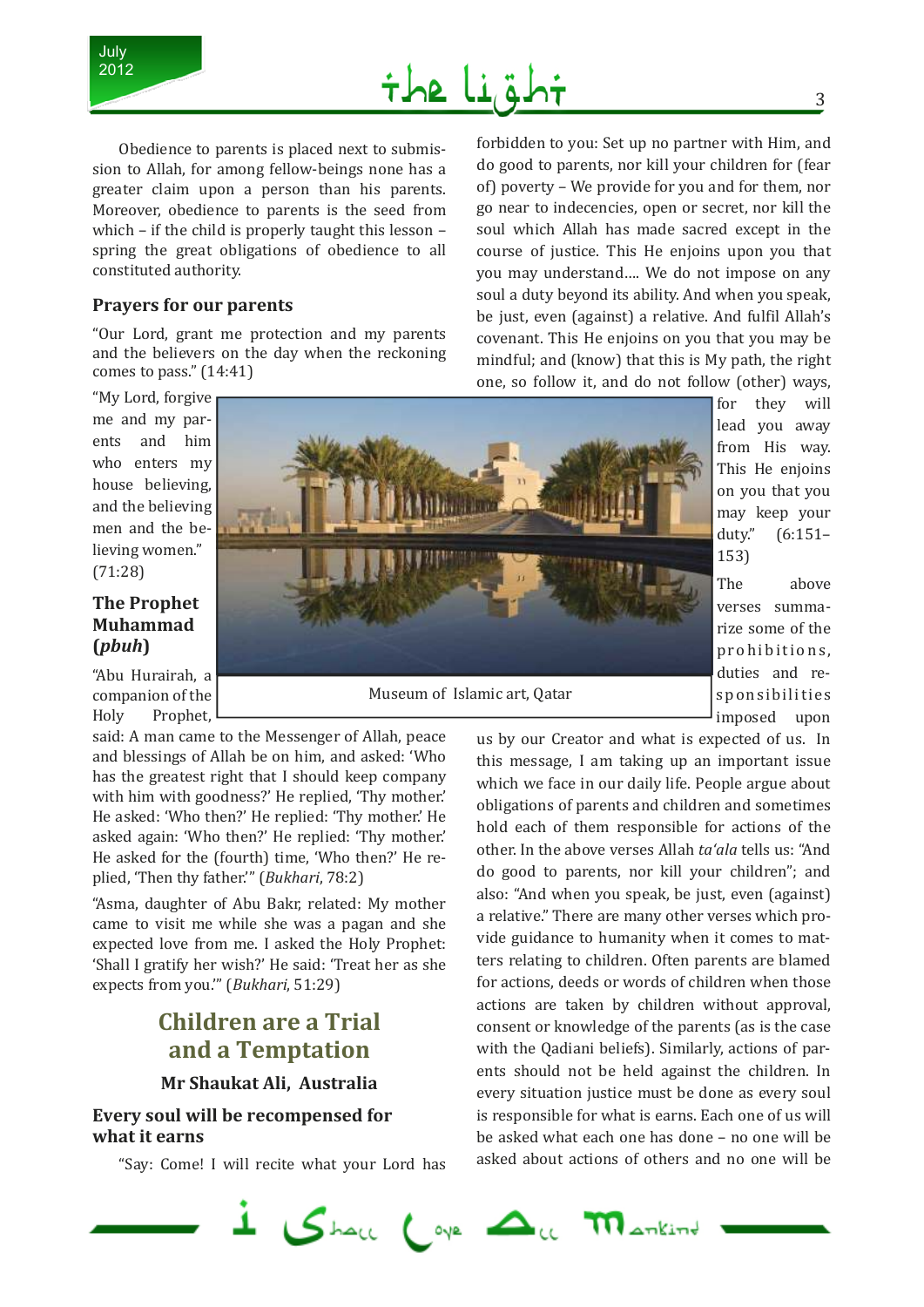Obedience to parents is placed next to submission to Allah, for among fellow-beings none has a greater claim upon a person than his parents. Moreover, obedience to parents is the seed from which – if the child is properly taught this lesson – spring the great obligations of obedience to all constituted authority.

### Prayers for our parents

"Our Lord, grant me protection and my parents and the believers on the day when the reckoning comes to pass." (14:41)

"My Lord, forgive me and my parents and him who enters my house believing, and the believing men and the believing women." (71:28)

### The Prophet Muhammad (*pbuh*)

"Abu Hurairah, a companion of the Holy Prophet, said: A man came to the Messenger of Allah, peace and blessings of Allah be on him, and asked: 'Who has the greatest right that I should keep company with him with goodness?' He replied, 'Thy mother.' He asked: 'Who then?' He replied: 'Thy mother.' He asked again: 'Who then?' He replied: 'Thy mother.' He asked for the (fourth) time, 'Who then?' He replied, 'Then thy father.'" (*Bukhari*, 78:2)

"Asma, daughter of Abu Bakr, related: My mother came to visit me while she was a pagan and she expected love from me. I asked the Holy Prophet: 'Shall I gratify her wish?' He said: 'Treat her as she expects from you.'" (*Bukhari*, 51:29)

Museum of Islamic art, Qatar

## Children are a Trial and a Temptation

**Mr Shaukat Ali, Australia**

### Every soul will be recompensed for what it earns

"Say: Come! I will recite what your Lord has forbidden to you: Set up no partner with Him, and do good to parents, nor kill your children for (fear of) poverty – We provide for you and for them, nor go near to indecencies, open or secret, nor kill the soul which Allah has made sacred except in the course of justice. This He enjoins upon you that you may understand.... We do not impose on any soul a duty beyond its ability. And when you speak, be just, even (against) a relative. And fulfil Allah's covenant. This He enjoins on you that you may be mindful; and (know) that this is My path, the right one, so follow it, and do not follow (other) ways, for they will lead you away from His way. This He enjoins on you that you may keep your duty." (6:151–153)

The above verses summarize some of the prohibitions, duties and responsibilities imposed upon us by our Creator and what is expected of us. In this message, I am taking up an important issue which we face in our daily life. People argue about obligations of parents and children and sometimes hold each of them responsible for actions of the other. In the above verses Allah *ta'ala* tells us: "And do good to parents, nor kill your children"; and also: "And when you speak, be just, even (against) a relative." There are many other verses which provide guidance to humanity when it comes to matters relating to children. Often parents are blamed for actions, deeds or words of children when those actions are taken by children without approval, consent or knowledge of the parents (as is the case with the Qadiani beliefs). Similarly, actions of parents should not be held against the children. In every situation justice must be done as every soul is responsible for what is earns. Each one of us will be asked what each one has done – no one will be asked about actions of others and no one will be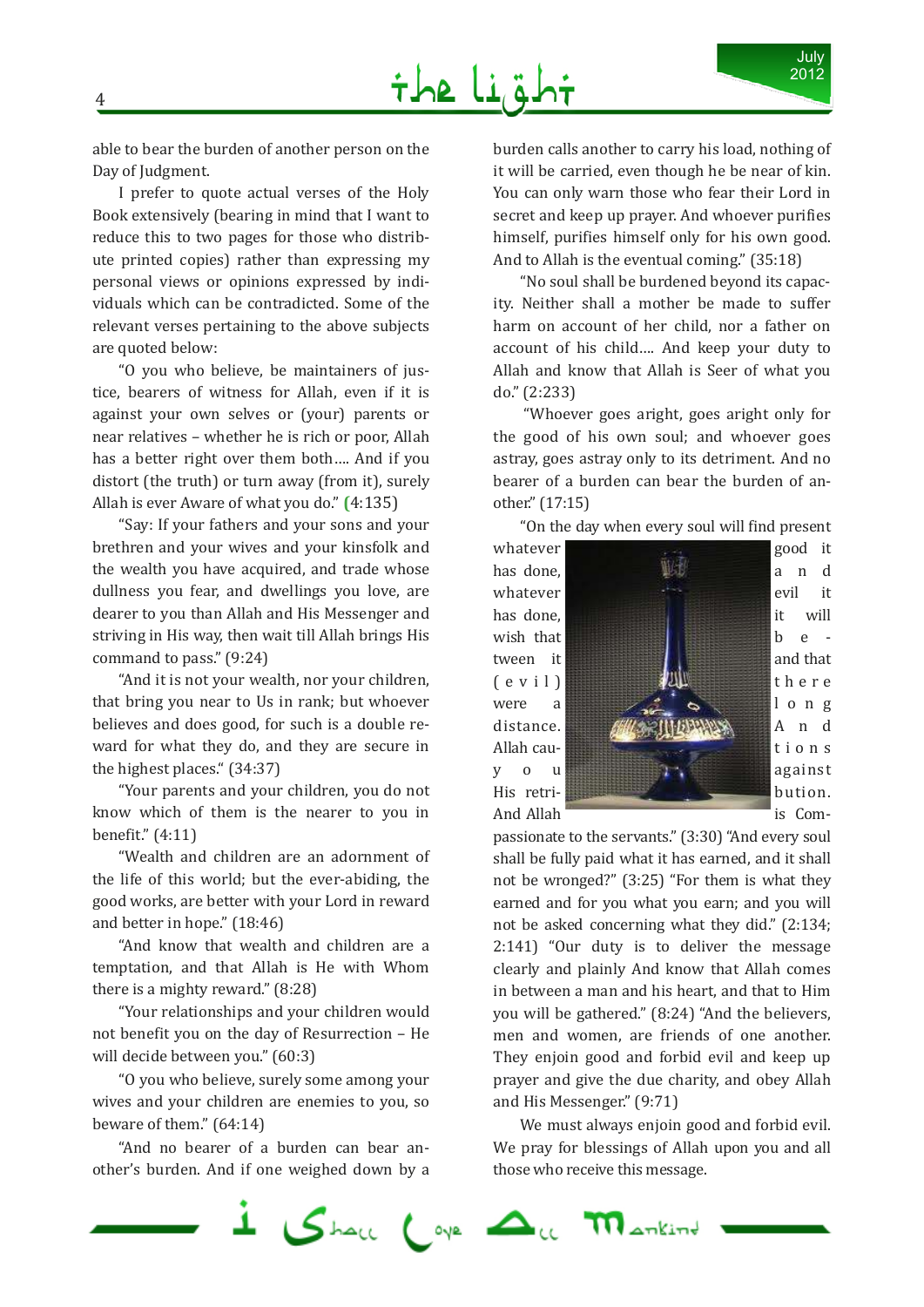able to bear the burden of another person on the Day of Judgment.

I prefer to quote actual verses of the Holy Book extensively (bearing in mind that I want to reduce this to two pages for those who distribute printed copies) rather than expressing my personal views or opinions expressed by individuals which can be contradicted. Some of the relevant verses pertaining to the above subjects are quoted below:

"O you who believe, be maintainers of justice, bearers of witness for Allah, even if it is against your own selves or (your) parents or near relatives – whether he is rich or poor, Allah has a better right over them both…. And if you distort (the truth) or turn away (from it), surely Allah is ever Aware of what you do." (4:135)

"Say: If your fathers and your sons and your brethren and your wives and your kinsfolk and the wealth you have acquired, and trade whose dullness you fear, and dwellings you love, are dearer to you than Allah and His Messenger and striving in His way, then wait till Allah brings His command to pass." (9:24)

"And it is not your wealth, nor your children, that bring you near to Us in rank; but whoever believes and does good, for such is a double reward for what they do, and they are secure in the highest places." (34:37)

"Your parents and your children, you do not know which of them is the nearer to you in benefit." (4:11)

"Wealth and children are an adornment of the life of this world; but the ever-abiding, the good works, are better with your Lord in reward and better in hope." (18:46)

"And know that wealth and children are a temptation, and that Allah is He with Whom there is a mighty reward." (8:28)

"Your relationships and your children would not benefit you on the day of Resurrection – He will decide between you." (60:3)

"O you who believe, surely some among your wives and your children are enemies to you, so beware of them." (64:14)

"And no bearer of a burden can bear another's burden. And if one weighed down by a burden calls another to carry his load, nothing of it will be carried, even though he be near of kin. You can only warn those who fear their Lord in secret and keep up prayer. And whoever purifies himself, purifies himself only for his own good. And to Allah is the eventual coming." (35:18)

"No soul shall be burdened beyond its capacity. Neither shall a mother be made to suffer harm on account of her child, nor a father on account of his child…. And keep your duty to Allah and know that Allah is Seer of what you do." (2:233)

"Whoever goes aright, goes aright only for the good of his own soul; and whoever goes astray, goes astray only to its detriment. And no bearer of a burden can bear the burden of another." (17:15)

"On the day when every soul will find present whatever good it has done, and whatever evil it has done, it will wish that between it and that (evil) there were a long distance. And Allah cautions you against His retribution. And Allah is Compassionate to the servants." (3:30) "And every soul shall be fully paid what it has earned, and it shall not be wronged?" (3:25) "For them is what they earned and for you what you earn; and you will not be asked concerning what they did." (2:134; 2:141) "Our duty is to deliver the message clearly and plainly And know that Allah comes in between a man and his heart, and that to Him you will be gathered." (8:24) "And the believers, men and women, are friends of one another. They enjoin good and forbid evil and keep up prayer and give the due charity, and obey Allah and His Messenger." (9:71)

We must always enjoin good and forbid evil. We pray for blessings of Allah upon you and all those who receive this message.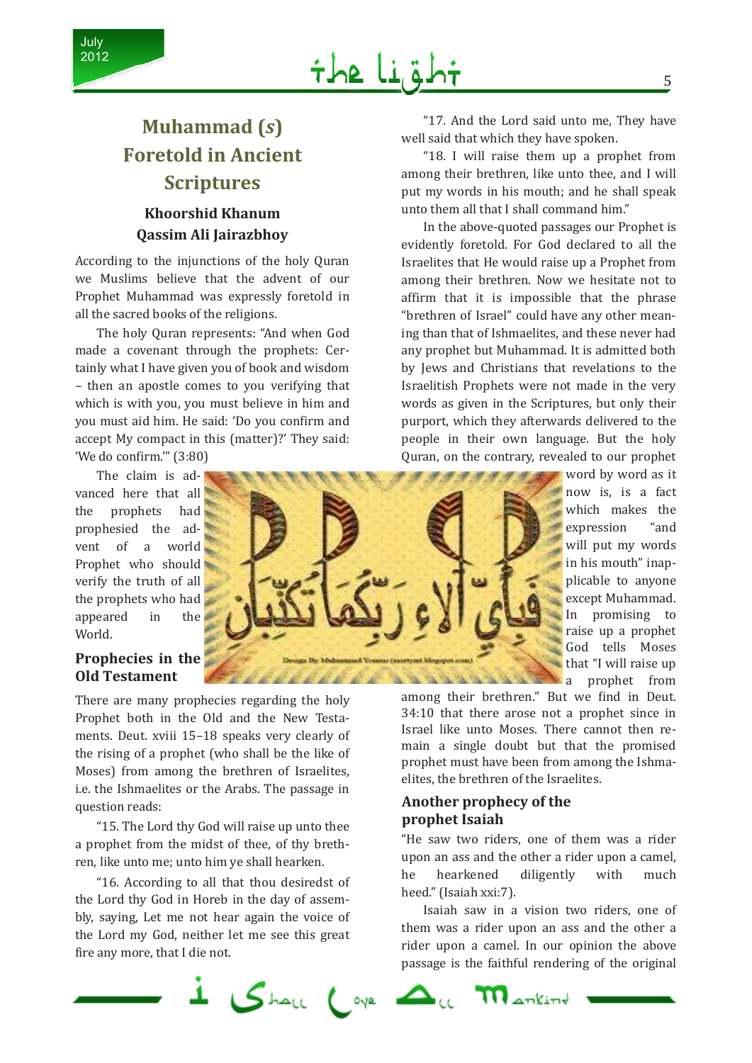# Muhammad (*s*) Foretold in Ancient Scriptures

**Khoorshid Khanum Qassim Ali Jairazbhoy**

According to the injunctions of the holy Quran we Muslims believe that the advent of our Prophet Muhammad was expressly foretold in all the sacred books of the religions.

The holy Quran represents: "And when God made a covenant through the prophets: Certainly what I have given you of book and wisdom – then an apostle comes to you verifying that which is with you, you must believe in him and you must aid him. He said: 'Do you confirm and accept My compact in this (matter)?' They said: 'We do confirm.'" (3:80)

The claim is advanced here that all the prophets had prophesied the advent of a world Prophet who should verify the truth of all the prophets who had appeared in the World.

## Prophecies in the Old Testament

There are many prophecies regarding the holy Prophet both in the Old and the New Testaments. Deut. xviii 15–18 speaks very clearly of the rising of a prophet (who shall be the like of Moses) from among the brethren of Israelites, i.e. the Ishmaelites or the Arabs. The passage in question reads:

"15. The Lord thy God will raise up unto thee a prophet from the midst of thee, of thy brethren, like unto me; unto him ye shall hearken.

"16. According to all that thou desiredst of the Lord thy God in Horeb in the day of assembly, saying, Let me not hear again the voice of the Lord my God, neither let me see this great fire any more, that I die not.

"17. And the Lord said unto me, They have well said that which they have spoken.

"18. I will raise them up a prophet from among their brethren, like unto thee, and I will put my words in his mouth; and he shall speak unto them all that I shall command him."

In the above-quoted passages our Prophet is evidently foretold. For God declared to all the Israelites that He would raise up a Prophet from among their brethren. Now we hesitate not to affirm that it is impossible that the phrase "brethren of Israel" could have any other meaning than that of Ishmaelites, and these never had any prophet but Muhammad. It is admitted both by Jews and Christians that revelations to the Israelitish Prophets were not made in the very words as given in the Scriptures, but only their purport, which they afterwards delivered to the people in their own language. But the holy Quran, on the contrary, revealed to our prophet word by word as it now is, is a fact which makes the expression "and will put my words in his mouth" inapplicable to anyone except Muhammad. In promising to raise up a prophet God tells Moses that "I will raise up a prophet from among their brethren." But we find in Deut. 34:10 that there arose not a prophet since in Israel like unto Moses. There cannot then remain a single doubt but that the promised prophet must have been from among the Ishmaelites, the brethren of the Israelites.

## Another prophecy of the prophet Isaiah

"He saw two riders, one of them was a rider upon an ass and the other a rider upon a camel, he hearkened diligently with much heed." (Isaiah xxi:7).

Isaiah saw in a vision two riders, one of them was a rider upon an ass and the other a rider upon a camel. In our opinion the above passage is the faithful rendering of the original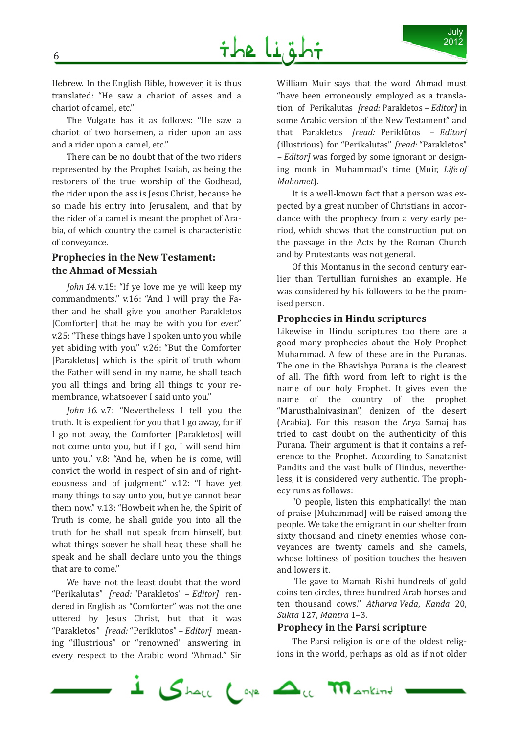Hebrew. In the English Bible, however, it is thus translated: "He saw a chariot of asses and a chariot of camel, etc."

The Vulgate has it as follows: "He saw a chariot of two horsemen, a rider upon an ass and a rider upon a camel, etc."

There can be no doubt that of the two riders represented by the Prophet Isaiah, as being the restorers of the true worship of the Godhead, the rider upon the ass is Jesus Christ, because he so made his entry into Jerusalem, and that by the rider of a camel is meant the prophet of Arabia, of which country the camel is characteristic of conveyance.

## Prophecies in the New Testament: the Ahmad of Messiah

*John 14.* v.15: "If ye love me ye will keep my commandments." v.16: "And I will pray the Father and he shall give you another Parakletos [Comforter] that he may be with you for ever." v.25: "These things have I spoken unto you while yet abiding with you." v.26: "But the Comforter [Parakletos] which is the spirit of truth whom the Father will send in my name, he shall teach you all things and bring all things to your remembrance, whatsoever I said unto you."

*John 16.* v.7: "Nevertheless I tell you the truth. It is expedient for you that I go away, for if I go not away, the Comforter [Parakletos] will not come unto you, but if I go, I will send him unto you." v.8: "And he, when he is come, will convict the world in respect of sin and of righteousness and of judgment." v.12: "I have yet many things to say unto you, but ye cannot bear them now." v.13: "Howbeit when he, the Spirit of Truth is come, he shall guide you into all the truth for he shall not speak from himself, but what things soever he shall hear, these shall he speak and he shall declare unto you the things that are to come."

We have not the least doubt that the word "Perikalutas" *[read:* "Parakletos" *– Editor]* rendered in English as "Comforter" was not the one uttered by Jesus Christ, but that it was "Parakletos" *[read:* "Periklūtos" *– Editor]* meaning "illustrious" or "renowned" answering in every respect to the Arabic word "Ahmad." Sir William Muir says that the word Ahmad must "have been erroneously employed as a translation of Perikalutas *[read:* Parakletos *– Editor]* in some Arabic version of the New Testament" and that Parakletos *[read:* Periklūtos *– Editor]* (illustrious) for "Perikalutas" *[read:* "Parakletos" *– Editor]* was forged by some ignorant or designing monk in Muhammad's time (Muir, *Life of Mahomet*).

It is a well-known fact that a person was expected by a great number of Christians in accordance with the prophecy from a very early period, which shows that the construction put on the passage in the Acts by the Roman Church and by Protestants was not general.

Of this Montanus in the second century earlier than Tertullian furnishes an example. He was considered by his followers to be the promised person.

## Prophecies in Hindu scriptures

Likewise in Hindu scriptures too there are a good many prophecies about the Holy Prophet Muhammad. A few of these are in the Puranas. The one in the Bhavishya Purana is the clearest of all. The fifth word from left to right is the name of our holy Prophet. It gives even the name of the country of the prophet "Marusthalnivasinan", denizen of the desert (Arabia). For this reason the Arya Samaj has tried to cast doubt on the authenticity of this Purana. Their argument is that it contains a reference to the Prophet. According to Sanatanist Pandits and the vast bulk of Hindus, nevertheless, it is considered very authentic. The prophecy runs as follows:

"O people, listen this emphatically! the man of praise [Muhammad] will be raised among the people. We take the emigrant in our shelter from sixty thousand and ninety enemies whose conveyances are twenty camels and she camels, whose loftiness of position touches the heaven and lowers it.

"He gave to Mamah Rishi hundreds of gold coins ten circles, three hundred Arab horses and ten thousand cows." *Atharva Veda*, *Kanda* 20, *Sukta* 127, *Mantra* 1–3.

## Prophecy in the Parsi scripture

The Parsi religion is one of the oldest religions in the world, perhaps as old as if not older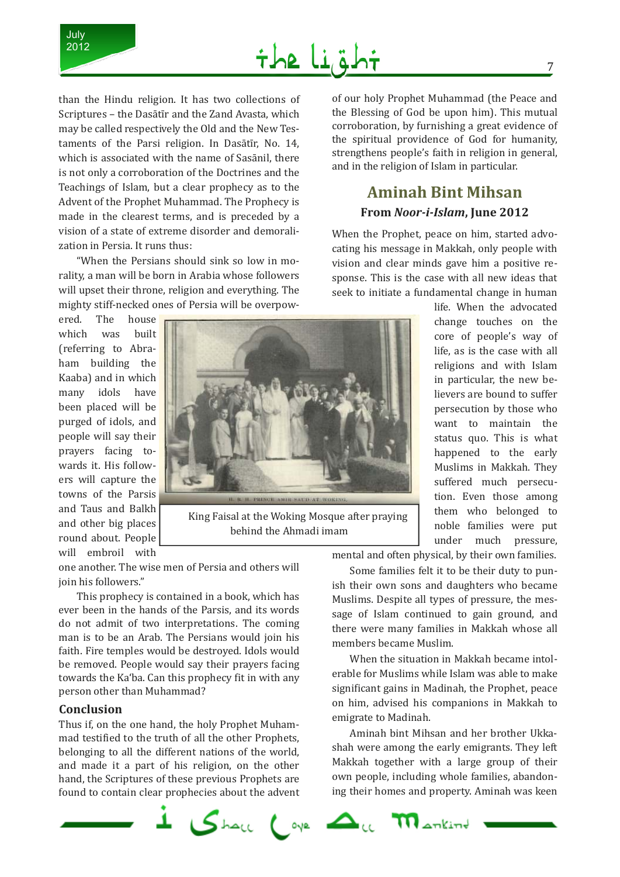than the Hindu religion. It has two collections of Scriptures – the Dasātīr and the Zand Avasta, which may be called respectively the Old and the New Testaments of the Parsi religion. In Dasātīr, No. 14, which is associated with the name of Sasānil, there is not only a corroboration of the Doctrines and the Teachings of Islam, but a clear prophecy as to the Advent of the Prophet Muhammad. The Prophecy is made in the clearest terms, and is preceded by a vision of a state of extreme disorder and demoralization in Persia. It runs thus:

"When the Persians should sink so low in morality, a man will be born in Arabia whose followers will upset their throne, religion and everything. The mighty stiff-necked ones of Persia will be overpowered. The house which was built (referring to Abraham building the Kaaba) and in which many idols have been placed will be purged of idols, and people will say their prayers facing towards it. His followers will capture the towns of the Parsis and Taus and Balkh and other big places round about. People will embroil with one another. The wise men of Persia and others will join his followers."

This prophecy is contained in a book, which has ever been in the hands of the Parsis, and its words do not admit of two interpretations. The coming man is to be an Arab. The Persians would join his faith. Fire temples would be destroyed. Idols would be removed. People would say their prayers facing towards the Ka'ba. Can this prophecy fit in with any person other than Muhammad?

### Conclusion

Thus if, on the one hand, the holy Prophet Muhammad testified to the truth of all the other Prophets, belonging to all the different nations of the world, and made it a part of his religion, on the other hand, the Scriptures of these previous Prophets are found to contain clear prophecies about the advent of our holy Prophet Muhammad (the Peace and the Blessing of God be upon him). This mutual corroboration, by furnishing a great evidence of the spiritual providence of God for humanity, strengthens people's faith in religion in general, and in the religion of Islam in particular.

King Faisal at the Woking Mosque after praying behind the Ahmadi imam

## Aminah Bint Mihsan

**From *Noor-i-Islam*, June 2012**

When the Prophet, peace on him, started advocating his message in Makkah, only people with vision and clear minds gave him a positive response. This is the case with all new ideas that seek to initiate a fundamental change in human life. When the advocated change touches on the core of people's way of life, as is the case with all religions and with Islam in particular, the new believers are bound to suffer persecution by those who want to maintain the status quo. This is what happened to the early Muslims in Makkah. They suffered much persecution. Even those among them who belonged to noble families were put under much pressure, mental and often physical, by their own families.

Some families felt it to be their duty to punish their own sons and daughters who became Muslims. Despite all types of pressure, the message of Islam continued to gain ground, and there were many families in Makkah whose all members became Muslim.

When the situation in Makkah became intolerable for Muslims while Islam was able to make significant gains in Madinah, the Prophet, peace on him, advised his companions in Makkah to emigrate to Madinah.

Aminah bint Mihsan and her brother Ukkashah were among the early emigrants. They left Makkah together with a large group of their own people, including whole families, abandoning their homes and property. Aminah was keen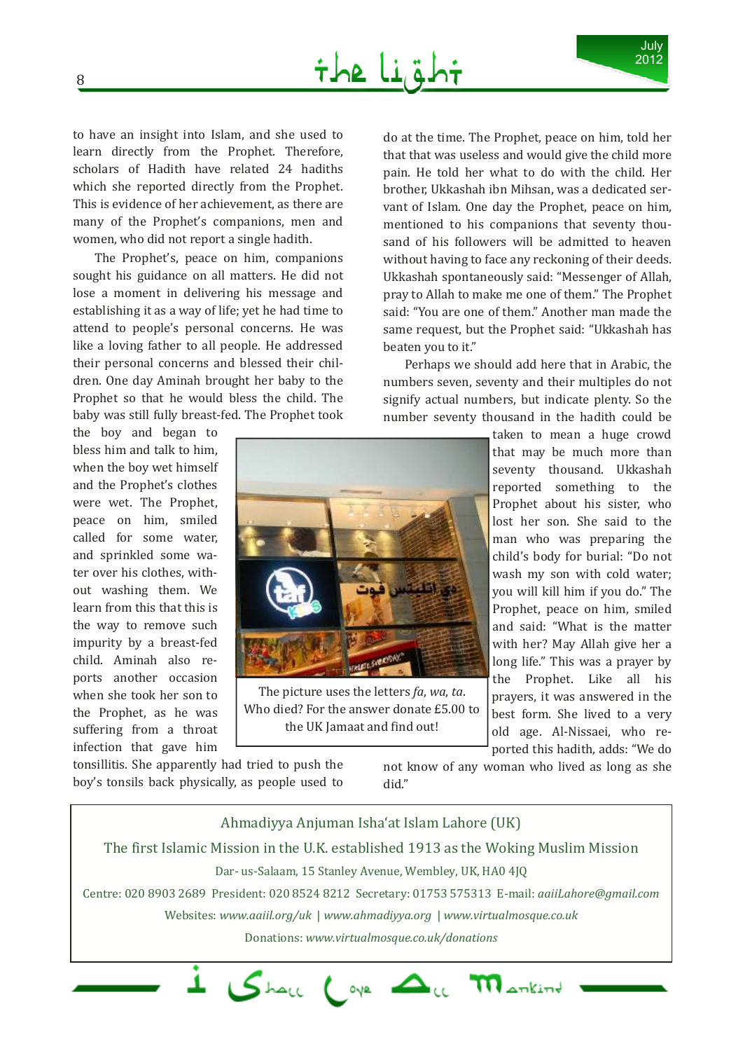to have an insight into Islam, and she used to learn directly from the Prophet. Therefore, scholars of Hadith have related 24 hadiths which she reported directly from the Prophet. This is evidence of her achievement, as there are many of the Prophet's companions, men and women, who did not report a single hadith.

The Prophet's, peace on him, companions sought his guidance on all matters. He did not lose a moment in delivering his message and establishing it as a way of life; yet he had time to attend to people's personal concerns. He was like a loving father to all people. He addressed their personal concerns and blessed their children. One day Aminah brought her baby to the Prophet so that he would bless the child. The baby was still fully breast-fed. The Prophet took the boy and began to bless him and talk to him, when the boy wet himself and the Prophet's clothes were wet. The Prophet, peace on him, smiled called for some water, and sprinkled some water over his clothes, without washing them. We learn from this that this is the way to remove such impurity by a breast-fed child. Aminah also reports another occasion when she took her son to the Prophet, as he was suffering from a throat infection that gave him tonsillitis. She apparently had tried to push the boy's tonsils back physically, as people used to do at the time. The Prophet, peace on him, told her that that was useless and would give the child more pain. He told her what to do with the child. Her brother, Ukkashah ibn Mihsan, was a dedicated servant of Islam. One day the Prophet, peace on him, mentioned to his companions that seventy thousand of his followers will be admitted to heaven without having to face any reckoning of their deeds. Ukkashah spontaneously said: "Messenger of Allah, pray to Allah to make me one of them." The Prophet said: "You are one of them." Another man made the same request, but the Prophet said: "Ukkashah has beaten you to it."

Perhaps we should add here that in Arabic, the numbers seven, seventy and their multiples do not signify actual numbers, but indicate plenty. So the number seventy thousand in the hadith could be taken to mean a huge crowd that may be much more than seventy thousand. Ukkashah reported something to the Prophet about his sister, who lost her son. She said to the man who was preparing the child's body for burial: "Do not wash my son with cold water; you will kill him if you do." The Prophet, peace on him, smiled and said: "What is the matter with her? May Allah give her a long life." This was a prayer by the Prophet. Like all his prayers, it was answered in the best form. She lived to a very old age. Al-Nissaei, who reported this hadith, adds: "We do not know of any woman who lived as long as she did."

The picture uses the letters *fa*, *wa*, *ta*. Who died? For the answer donate £5.00 to the UK Jamaat and find out!

Ahmadiyya Anjuman Isha'at Islam Lahore (UK)

The first Islamic Mission in the U.K. established 1913 as the Woking Muslim Mission

Dar- us-Salaam, 15 Stanley Avenue, Wembley, UK, HA0 4JQ

Centre: 020 8903 2689 President: 020 8524 8212 Secretary: 01753 575313 E-mail: *aaiiLahore@gmail.com*

Websites: *www.aaiil.org/uk* | *www.ahmadiyya.org* | *www.virtualmosque.co.uk*

Donations: *www.virtualmosque.co.uk/donations*

I Shall Love All Mankind